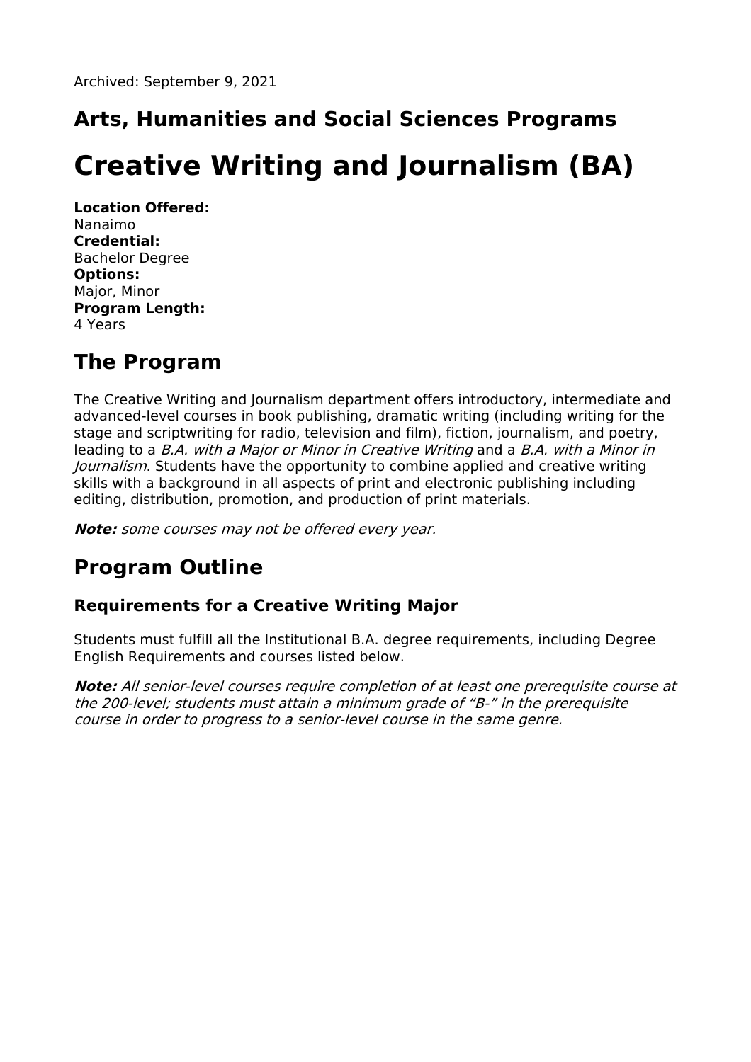Archived: September 9, 2021

## Arts, Humanities and Social Sciences Programs

# Creative Writing and Journalism (BA)

**Location Offered:**
Nanaimo
**Credential:**
Bachelor Degree
**Options:**
Major, Minor
**Program Length:**
4 Years

## The Program

The Creative Writing and Journalism department offers introductory, intermediate and advanced-level courses in book publishing, dramatic writing (including writing for the stage and scriptwriting for radio, television and film), fiction, journalism, and poetry, leading to a *B.A. with a Major or Minor in Creative Writing* and a *B.A. with a Minor in Journalism*. Students have the opportunity to combine applied and creative writing skills with a background in all aspects of print and electronic publishing including editing, distribution, promotion, and production of print materials.

***Note:*** *some courses may not be offered every year.*

## Program Outline

### Requirements for a Creative Writing Major

Students must fulfill all the Institutional B.A. degree requirements, including Degree English Requirements and courses listed below.

***Note:*** *All senior-level courses require completion of at least one prerequisite course at the 200-level; students must attain a minimum grade of "B-" in the prerequisite course in order to progress to a senior-level course in the same genre.*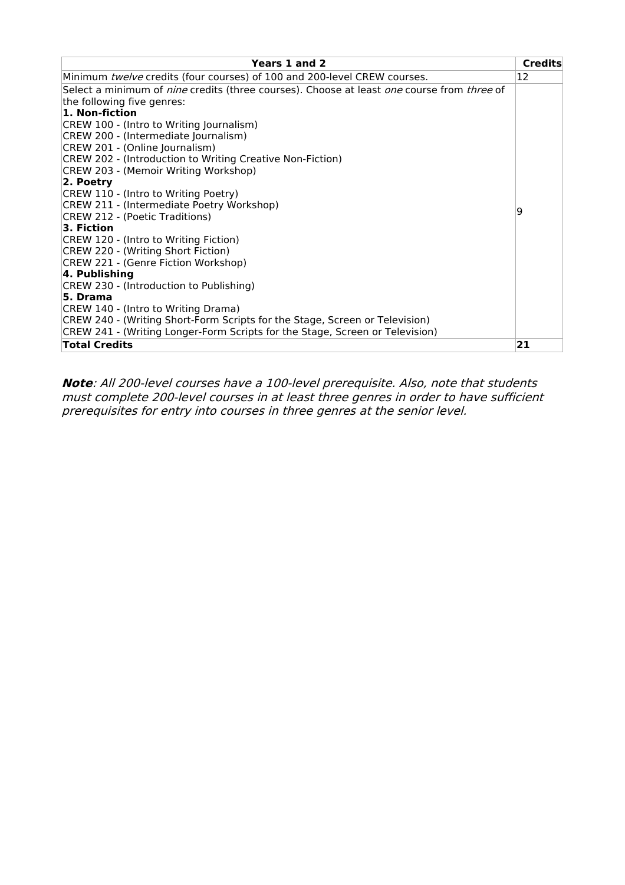| Years 1 and 2 | Credits |
| --- | --- |
| Minimum *twelve* credits (four courses) of 100 and 200-level CREW courses. | 12 |
| Select a minimum of *nine* credits (three courses). Choose at least *one* course from *three* of the following five genres:<br>**1. Non-fiction**<br>CREW 100 - (Intro to Writing Journalism)<br>CREW 200 - (Intermediate Journalism)<br>CREW 201 - (Online Journalism)<br>CREW 202 - (Introduction to Writing Creative Non-Fiction)<br>CREW 203 - (Memoir Writing Workshop)<br>**2. Poetry**<br>CREW 110 - (Intro to Writing Poetry)<br>CREW 211 - (Intermediate Poetry Workshop)<br>CREW 212 - (Poetic Traditions)<br>**3. Fiction**<br>CREW 120 - (Intro to Writing Fiction)<br>CREW 220 - (Writing Short Fiction)<br>CREW 221 - (Genre Fiction Workshop)<br>**4. Publishing**<br>CREW 230 - (Introduction to Publishing)<br>**5. Drama**<br>CREW 140 - (Intro to Writing Drama)<br>CREW 240 - (Writing Short-Form Scripts for the Stage, Screen or Television)<br>CREW 241 - (Writing Longer-Form Scripts for the Stage, Screen or Television) | 9 |
| **Total Credits** | **21** |

***Note****: All 200-level courses have a 100-level prerequisite. Also, note that students must complete 200-level courses in at least three genres in order to have sufficient prerequisites for entry into courses in three genres at the senior level.*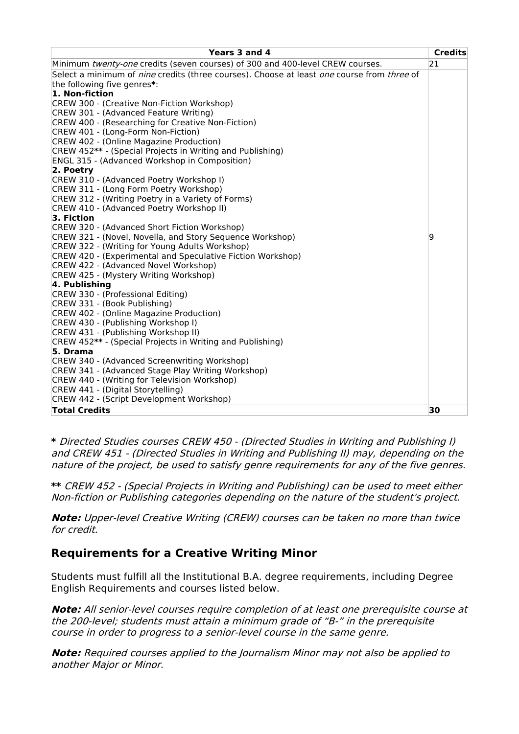| Years 3 and 4 | Credits |
|---|---|
| Minimum *twenty-one* credits (seven courses) of 300 and 400-level CREW courses. | 21 |
| Select a minimum of *nine* credits (three courses). Choose at least *one* course from *three* of the following five genres**\***:<br>**1. Non-fiction**<br>CREW 300 - (Creative Non-Fiction Workshop)<br>CREW 301 - (Advanced Feature Writing)<br>CREW 400 - (Researching for Creative Non-Fiction)<br>CREW 401 - (Long-Form Non-Fiction)<br>CREW 402 - (Online Magazine Production)<br>CREW 452**\*\*** - (Special Projects in Writing and Publishing)<br>ENGL 315 - (Advanced Workshop in Composition)<br>**2. Poetry**<br>CREW 310 - (Advanced Poetry Workshop I)<br>CREW 311 - (Long Form Poetry Workshop)<br>CREW 312 - (Writing Poetry in a Variety of Forms)<br>CREW 410 - (Advanced Poetry Workshop II)<br>**3. Fiction**<br>CREW 320 - (Advanced Short Fiction Workshop)<br>CREW 321 - (Novel, Novella, and Story Sequence Workshop)<br>CREW 322 - (Writing for Young Adults Workshop)<br>CREW 420 - (Experimental and Speculative Fiction Workshop)<br>CREW 422 - (Advanced Novel Workshop)<br>CREW 425 - (Mystery Writing Workshop)<br>**4. Publishing**<br>CREW 330 - (Professional Editing)<br>CREW 331 - (Book Publishing)<br>CREW 402 - (Online Magazine Production)<br>CREW 430 - (Publishing Workshop I)<br>CREW 431 - (Publishing Workshop II)<br>CREW 452**\*\*** - (Special Projects in Writing and Publishing)<br>**5. Drama**<br>CREW 340 - (Advanced Screenwriting Workshop)<br>CREW 341 - (Advanced Stage Play Writing Workshop)<br>CREW 440 - (Writing for Television Workshop)<br>CREW 441 - (Digital Storytelling)<br>CREW 442 - (Script Development Workshop) | 9 |
| **Total Credits** | **30** |

**\*** *Directed Studies courses CREW 450 - (Directed Studies in Writing and Publishing I) and CREW 451 - (Directed Studies in Writing and Publishing II) may, depending on the nature of the project, be used to satisfy genre requirements for any of the five genres.*

**\*\*** *CREW 452 - (Special Projects in Writing and Publishing) can be used to meet either Non-fiction or Publishing categories depending on the nature of the student's project.*

***Note:*** *Upper-level Creative Writing (CREW) courses can be taken no more than twice for credit.*

## Requirements for a Creative Writing Minor

Students must fulfill all the Institutional B.A. degree requirements, including Degree English Requirements and courses listed below.

***Note:*** *All senior-level courses require completion of at least one prerequisite course at the 200-level; students must attain a minimum grade of "B-" in the prerequisite course in order to progress to a senior-level course in the same genre.*

***Note:*** *Required courses applied to the Journalism Minor may not also be applied to another Major or Minor.*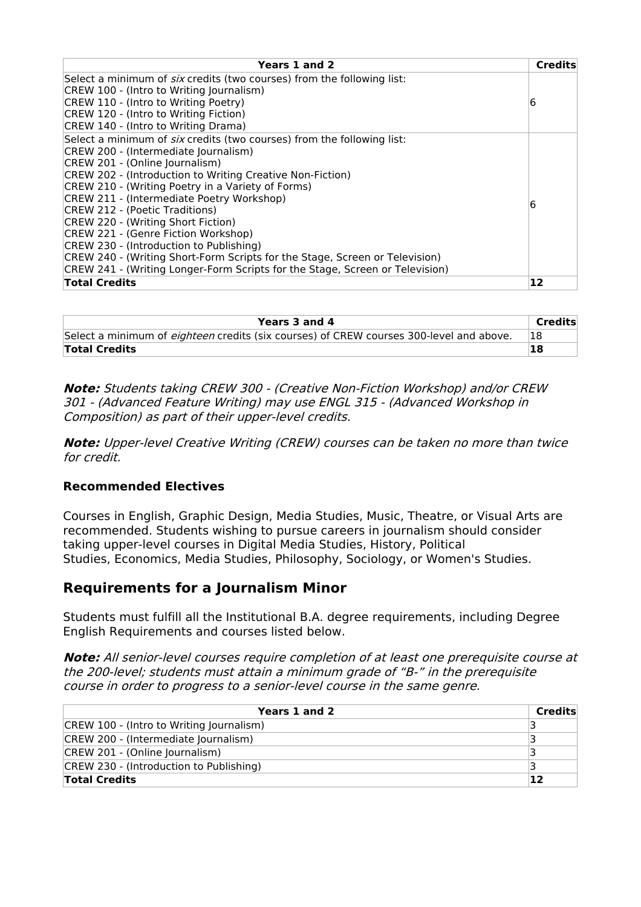| Years 1 and 2 | Credits |
|---|---|
| Select a minimum of *six* credits (two courses) from the following list:<br>CREW 100 - (Intro to Writing Journalism)<br>CREW 110 - (Intro to Writing Poetry)<br>CREW 120 - (Intro to Writing Fiction)<br>CREW 140 - (Intro to Writing Drama) | 6 |
| Select a minimum of *six* credits (two courses) from the following list:<br>CREW 200 - (Intermediate Journalism)<br>CREW 201 - (Online Journalism)<br>CREW 202 - (Introduction to Writing Creative Non-Fiction)<br>CREW 210 - (Writing Poetry in a Variety of Forms)<br>CREW 211 - (Intermediate Poetry Workshop)<br>CREW 212 - (Poetic Traditions)<br>CREW 220 - (Writing Short Fiction)<br>CREW 221 - (Genre Fiction Workshop)<br>CREW 230 - (Introduction to Publishing)<br>CREW 240 - (Writing Short-Form Scripts for the Stage, Screen or Television)<br>CREW 241 - (Writing Longer-Form Scripts for the Stage, Screen or Television) | 6 |
| **Total Credits** | **12** |

| Years 3 and 4 | Credits |
|---|---|
| Select a minimum of *eighteen* credits (six courses) of CREW courses 300-level and above. | 18 |
| **Total Credits** | **18** |

***Note:*** *Students taking CREW 300 - (Creative Non-Fiction Workshop) and/or CREW 301 - (Advanced Feature Writing) may use ENGL 315 - (Advanced Workshop in Composition) as part of their upper-level credits.*

***Note:*** *Upper-level Creative Writing (CREW) courses can be taken no more than twice for credit.*

### Recommended Electives

Courses in English, Graphic Design, Media Studies, Music, Theatre, or Visual Arts are recommended. Students wishing to pursue careers in journalism should consider taking upper-level courses in Digital Media Studies, History, Political Studies, Economics, Media Studies, Philosophy, Sociology, or Women's Studies.

## Requirements for a Journalism Minor

Students must fulfill all the Institutional B.A. degree requirements, including Degree English Requirements and courses listed below.

***Note:*** *All senior-level courses require completion of at least one prerequisite course at the 200-level; students must attain a minimum grade of "B-" in the prerequisite course in order to progress to a senior-level course in the same genre.*

| Years 1 and 2 | Credits |
|---|---|
| CREW 100 - (Intro to Writing Journalism) | 3 |
| CREW 200 - (Intermediate Journalism) | 3 |
| CREW 201 - (Online Journalism) | 3 |
| CREW 230 - (Introduction to Publishing) | 3 |
| **Total Credits** | **12** |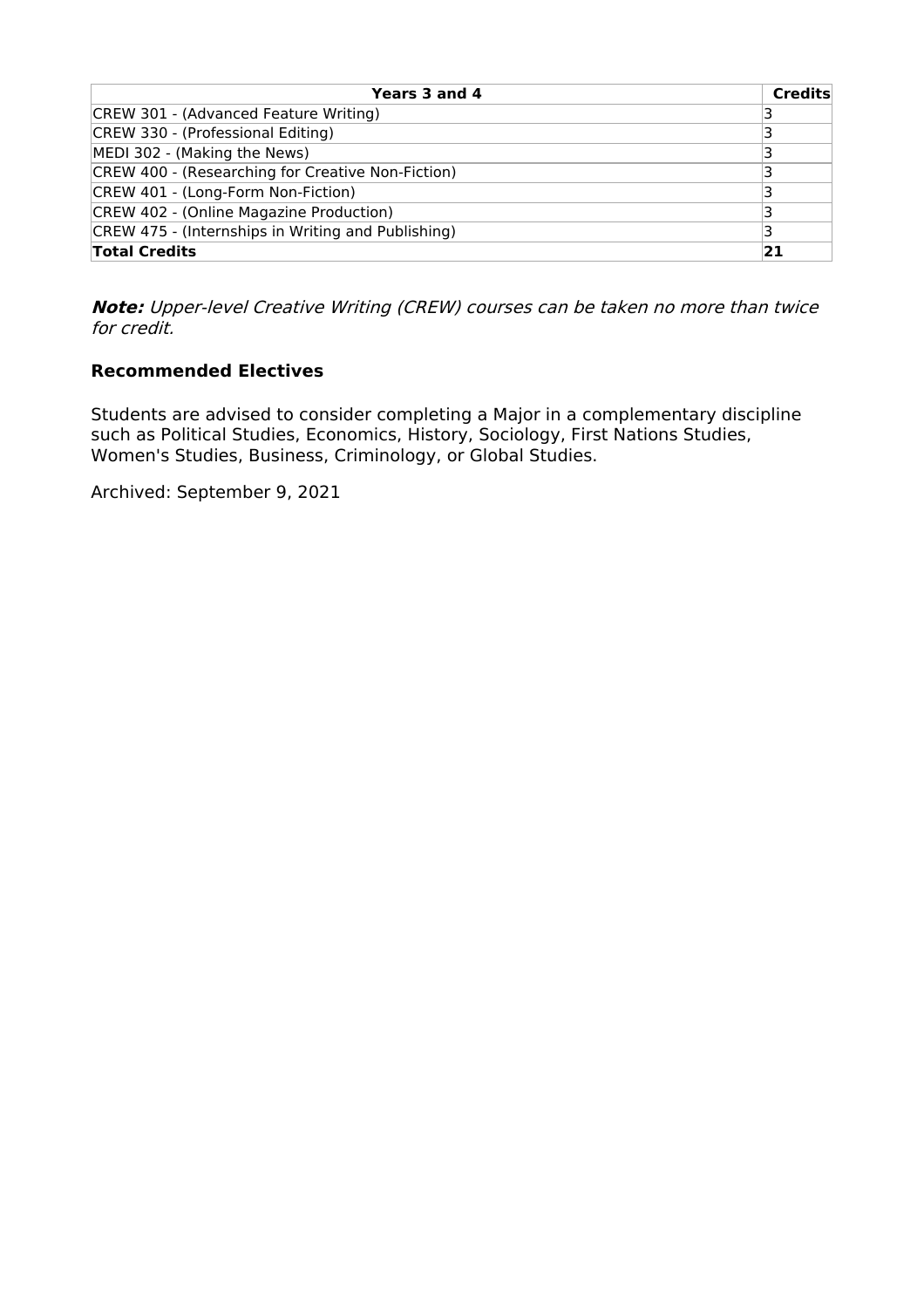| Years 3 and 4 | Credits |
|---|---|
| CREW 301 - (Advanced Feature Writing) | 3 |
| CREW 330 - (Professional Editing) | 3 |
| MEDI 302 - (Making the News) | 3 |
| CREW 400 - (Researching for Creative Non-Fiction) | 3 |
| CREW 401 - (Long-Form Non-Fiction) | 3 |
| CREW 402 - (Online Magazine Production) | 3 |
| CREW 475 - (Internships in Writing and Publishing) | 3 |
| **Total Credits** | **21** |

***Note:*** *Upper-level Creative Writing (CREW) courses can be taken no more than twice for credit.*

### Recommended Electives

Students are advised to consider completing a Major in a complementary discipline such as Political Studies, Economics, History, Sociology, First Nations Studies, Women's Studies, Business, Criminology, or Global Studies.

Archived: September 9, 2021